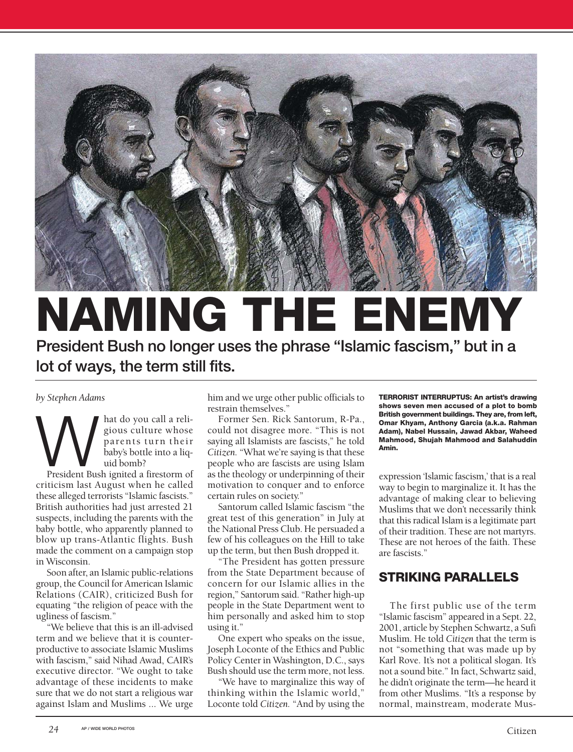# NAMING THE ENEMY

## President Bush no longer uses the phrase "Islamic fascism," but in a lot of ways, the term still fits.

*by Stephen Adams*

What do you call a religious culture whose parents turn their baby's bottle into a liquid bomb?

President Bush ignited a firestorm of criticism last August when he called these alleged terrorists "Islamic fascists." British authorities had just arrested 21 suspects, including the parents with the baby bottle, who apparently planned to blow up trans-Atlantic flights. Bush made the comment on a campaign stop in Wisconsin.

Soon after, an Islamic public-relations group, the Council for American Islamic Relations (CAIR), criticized Bush for equating "the religion of peace with the ugliness of fascism."

"We believe that this is an ill-advised term and we believe that it is counterproductive to associate Islamic Muslims with fascism," said Nihad Awad, CAIR's executive director. "We ought to take advantage of these incidents to make sure that we do not start a religious war against Islam and Muslims ... We urge him and we urge other public officials to restrain themselves."

Former Sen. Rick Santorum, R-Pa., could not disagree more. "This is not saying all Islamists are fascists," he told *Citizen*. "What we're saying is that these people who are fascists are using Islam as the theology or underpinning of their motivation to conquer and to enforce certain rules on society."

Santorum called Islamic fascism "the great test of this generation" in July at the National Press Club. He persuaded a few of his colleagues on the Hill to take up the term, but then Bush dropped it.

"The President has gotten pressure from the State Department because of concern for our Islamic allies in the region," Santorum said. "Rather high-up people in the State Department went to him personally and asked him to stop using it."

One expert who speaks on the issue, Joseph Loconte of the Ethics and Public Policy Center in Washington, D.C., says Bush should use the term more, not less.

"We have to marginalize this way of thinking within the Islamic world," Loconte told *Citizen*. "And by using the expression 'Islamic fascism,' that is a real way to begin to marginalize it. It has the advantage of making clear to believing Muslims that we don't necessarily think that this radical Islam is a legitimate part of their tradition. These are not martyrs. These are not heroes of the faith. These are fascists."

**TERRORIST INTERRUPTUS: An artist's drawing shows seven men accused of a plot to bomb British government buildings. They are, from left, Omar Khyam, Anthony Garcia (a.k.a. Rahman Adam), Nabel Hussain, Jawad Akbar, Waheed Mahmood, Shujah Mahmood and Salahuddin Amin.**

AP / WIDE WORLD PHOTOS

## STRIKING PARALLELS

The first public use of the term "Islamic fascism" appeared in a Sept. 22, 2001, article by Stephen Schwartz, a Sufi Muslim. He told *Citizen* that the term is not "something that was made up by Karl Rove. It's not a political slogan. It's not a sound bite." In fact, Schwartz said, he didn't originate the term—he heard it from other Muslims. "It's a response by normal, mainstream, moderate Mus-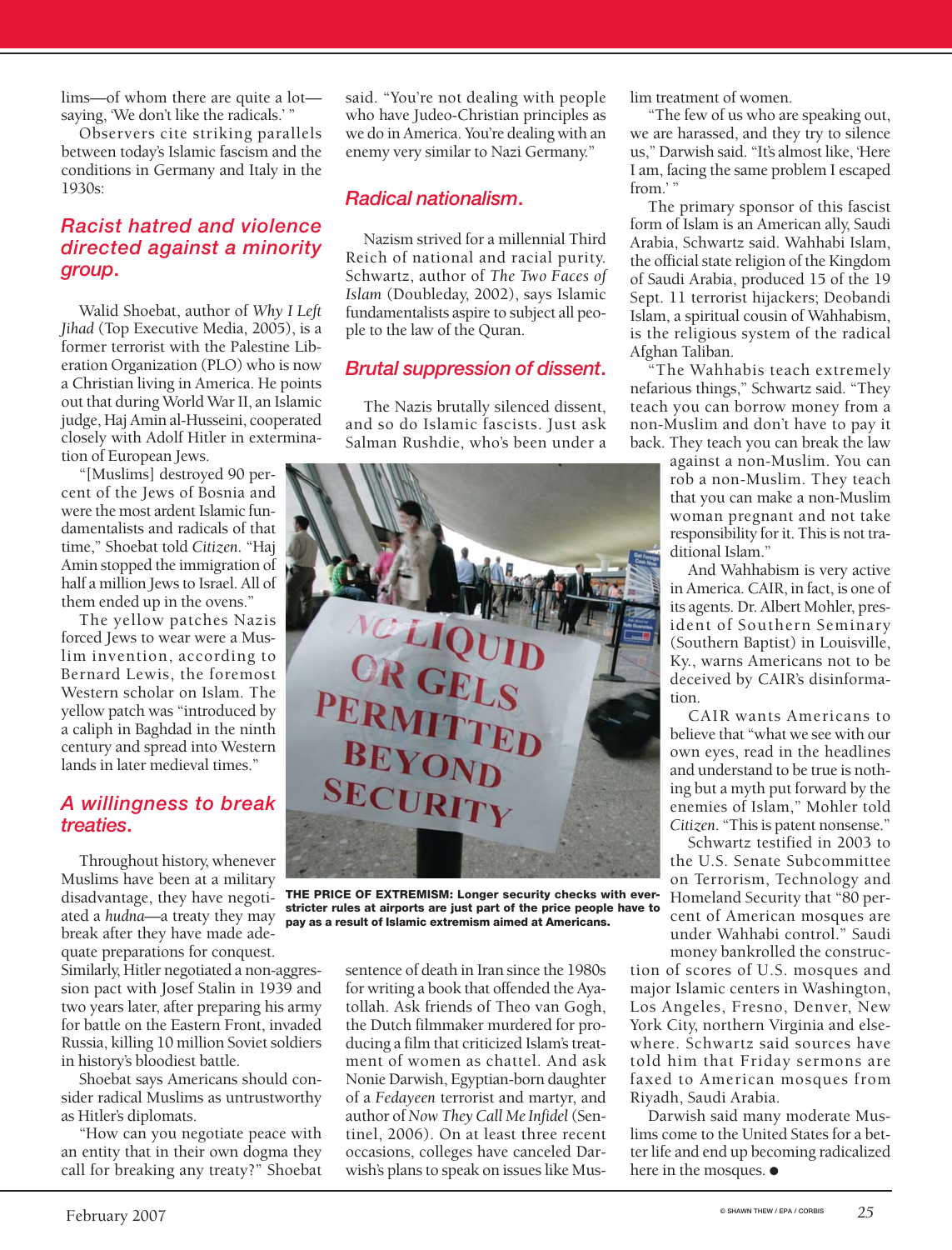lims—of whom there are quite a lot—saying, 'We don't like the radicals.' "

Observers cite striking parallels between today's Islamic fascism and the conditions in Germany and Italy in the 1930s:

### *Racist hatred and violence directed against a minority group.*

Walid Shoebat, author of *Why I Left Jihad* (Top Executive Media, 2005), is a former terrorist with the Palestine Liberation Organization (PLO) who is now a Christian living in America. He points out that during World War II, an Islamic judge, Haj Amin al-Husseini, cooperated closely with Adolf Hitler in extermination of European Jews.

"[Muslims] destroyed 90 percent of the Jews of Bosnia and were the most ardent Islamic fundamentalists and radicals of that time," Shoebat told *Citizen*. "Haj Amin stopped the immigration of half a million Jews to Israel. All of them ended up in the ovens."

The yellow patches Nazis forced Jews to wear were a Muslim invention, according to Bernard Lewis, the foremost Western scholar on Islam. The yellow patch was "introduced by a caliph in Baghdad in the ninth century and spread into Western lands in later medieval times."

### *A willingness to break treaties.*

Throughout history, whenever Muslims have been at a military disadvantage, they have negotiated a *hudna*—a treaty they may break after they have made adequate preparations for conquest. Similarly, Hitler negotiated a non-aggression pact with Josef Stalin in 1939 and two years later, after preparing his army for battle on the Eastern Front, invaded Russia, killing 10 million Soviet soldiers in history's bloodiest battle.

Shoebat says Americans should consider radical Muslims as untrustworthy as Hitler's diplomats.

"How can you negotiate peace with an entity that in their own dogma they call for breaking any treaty?" Shoebat said. "You're not dealing with people who have Judeo-Christian principles as we do in America. You're dealing with an enemy very similar to Nazi Germany."

### *Radical nationalism.*

Nazism strived for a millennial Third Reich of national and racial purity. Schwartz, author of *The Two Faces of Islam* (Doubleday, 2002), says Islamic fundamentalists aspire to subject all people to the law of the Quran.

### *Brutal suppression of dissent.*

The Nazis brutally silenced dissent, and so do Islamic fascists. Just ask Salman Rushdie, who's been under a sentence of death in Iran since the 1980s for writing a book that offended the Ayatollah. Ask friends of Theo van Gogh, the Dutch filmmaker murdered for producing a film that criticized Islam's treatment of women as chattel. And ask Nonie Darwish, Egyptian-born daughter of a *Fedayeen* terrorist and martyr, and author of *Now They Call Me Infidel* (Sentinel, 2006). On at least three recent occasions, colleges have canceled Darwish's plans to speak on issues like Muslim treatment of women.

**THE PRICE OF EXTREMISM: Longer security checks with ever-stricter rules at airports are just part of the price people have to pay as a result of Islamic extremism aimed at Americans.**

"The few of us who are speaking out, we are harassed, and they try to silence us," Darwish said. "It's almost like, 'Here I am, facing the same problem I escaped from.' "

The primary sponsor of this fascist form of Islam is an American ally, Saudi Arabia, Schwartz said. Wahhabi Islam, the official state religion of the Kingdom of Saudi Arabia, produced 15 of the 19 Sept. 11 terrorist hijackers; Deobandi Islam, a spiritual cousin of Wahhabism, is the religious system of the radical Afghan Taliban.

"The Wahhabis teach extremely nefarious things," Schwartz said. "They teach you can borrow money from a non-Muslim and don't have to pay it back. They teach you can break the law against a non-Muslim. You can rob a non-Muslim. They teach that you can make a non-Muslim woman pregnant and not take responsibility for it. This is not traditional Islam."

And Wahhabism is very active in America. CAIR, in fact, is one of its agents. Dr. Albert Mohler, president of Southern Seminary (Southern Baptist) in Louisville, Ky., warns Americans not to be deceived by CAIR's disinformation.

CAIR wants Americans to believe that "what we see with our own eyes, read in the headlines and understand to be true is nothing but a myth put forward by the enemies of Islam," Mohler told *Citizen*. "This is patent nonsense."

Schwartz testified in 2003 to the U.S. Senate Subcommittee on Terrorism, Technology and Homeland Security that "80 percent of American mosques are under Wahhabi control." Saudi money bankrolled the construction of scores of U.S. mosques and major Islamic centers in Washington, Los Angeles, Fresno, Denver, New York City, northern Virginia and elsewhere. Schwartz said sources have told him that Friday sermons are faxed to American mosques from Riyadh, Saudi Arabia.

Darwish said many moderate Muslims come to the United States for a better life and end up becoming radicalized here in the mosques. ●

© SHAWN THEW / EPA / CORBIS